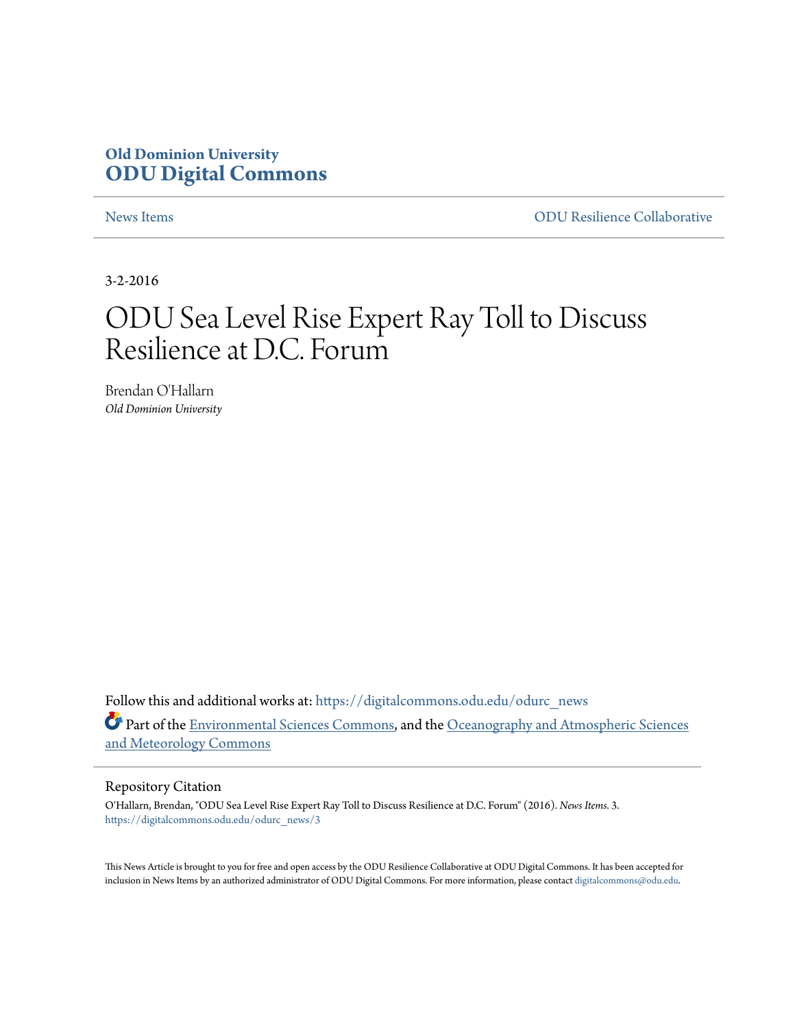Old Dominion University
**ODU Digital Commons**

News Items | ODU Resilience Collaborative

3-2-2016

# ODU Sea Level Rise Expert Ray Toll to Discuss Resilience at D.C. Forum

Brendan O'Hallarn
*Old Dominion University*

Follow this and additional works at: https://digitalcommons.odu.edu/odurc_news

Part of the Environmental Sciences Commons, and the Oceanography and Atmospheric Sciences and Meteorology Commons

## Repository Citation

O'Hallarn, Brendan, "ODU Sea Level Rise Expert Ray Toll to Discuss Resilience at D.C. Forum" (2016). *News Items*. 3.
https://digitalcommons.odu.edu/odurc_news/3

This News Article is brought to you for free and open access by the ODU Resilience Collaborative at ODU Digital Commons. It has been accepted for inclusion in News Items by an authorized administrator of ODU Digital Commons. For more information, please contact digitalcommons@odu.edu.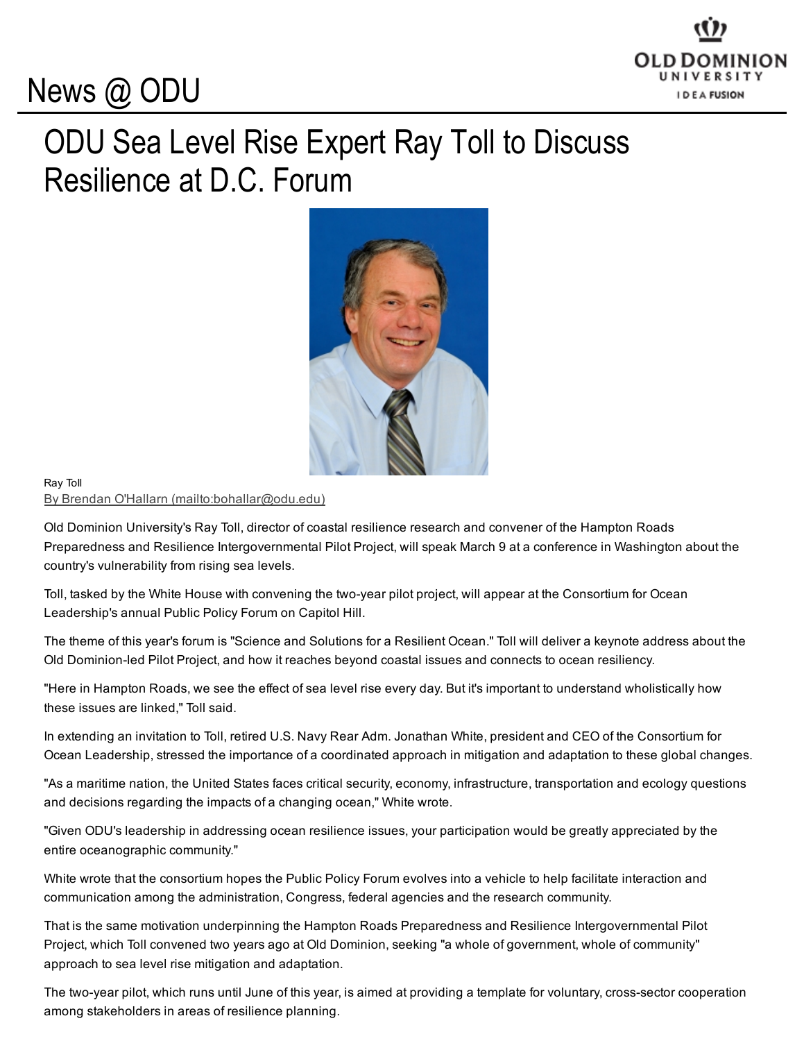# News @ ODU

## ODU Sea Level Rise Expert Ray Toll to Discuss Resilience at D.C. Forum

Ray Toll

By Brendan O'Hallarn (mailto:bohallar@odu.edu)

Old Dominion University's Ray Toll, director of coastal resilience research and convener of the Hampton Roads Preparedness and Resilience Intergovernmental Pilot Project, will speak March 9 at a conference in Washington about the country's vulnerability from rising sea levels.

Toll, tasked by the White House with convening the two-year pilot project, will appear at the Consortium for Ocean Leadership's annual Public Policy Forum on Capitol Hill.

The theme of this year's forum is "Science and Solutions for a Resilient Ocean." Toll will deliver a keynote address about the Old Dominion-led Pilot Project, and how it reaches beyond coastal issues and connects to ocean resiliency.

"Here in Hampton Roads, we see the effect of sea level rise every day. But it's important to understand wholistically how these issues are linked," Toll said.

In extending an invitation to Toll, retired U.S. Navy Rear Adm. Jonathan White, president and CEO of the Consortium for Ocean Leadership, stressed the importance of a coordinated approach in mitigation and adaptation to these global changes.

"As a maritime nation, the United States faces critical security, economy, infrastructure, transportation and ecology questions and decisions regarding the impacts of a changing ocean," White wrote.

"Given ODU's leadership in addressing ocean resilience issues, your participation would be greatly appreciated by the entire oceanographic community."

White wrote that the consortium hopes the Public Policy Forum evolves into a vehicle to help facilitate interaction and communication among the administration, Congress, federal agencies and the research community.

That is the same motivation underpinning the Hampton Roads Preparedness and Resilience Intergovernmental Pilot Project, which Toll convened two years ago at Old Dominion, seeking "a whole of government, whole of community" approach to sea level rise mitigation and adaptation.

The two-year pilot, which runs until June of this year, is aimed at providing a template for voluntary, cross-sector cooperation among stakeholders in areas of resilience planning.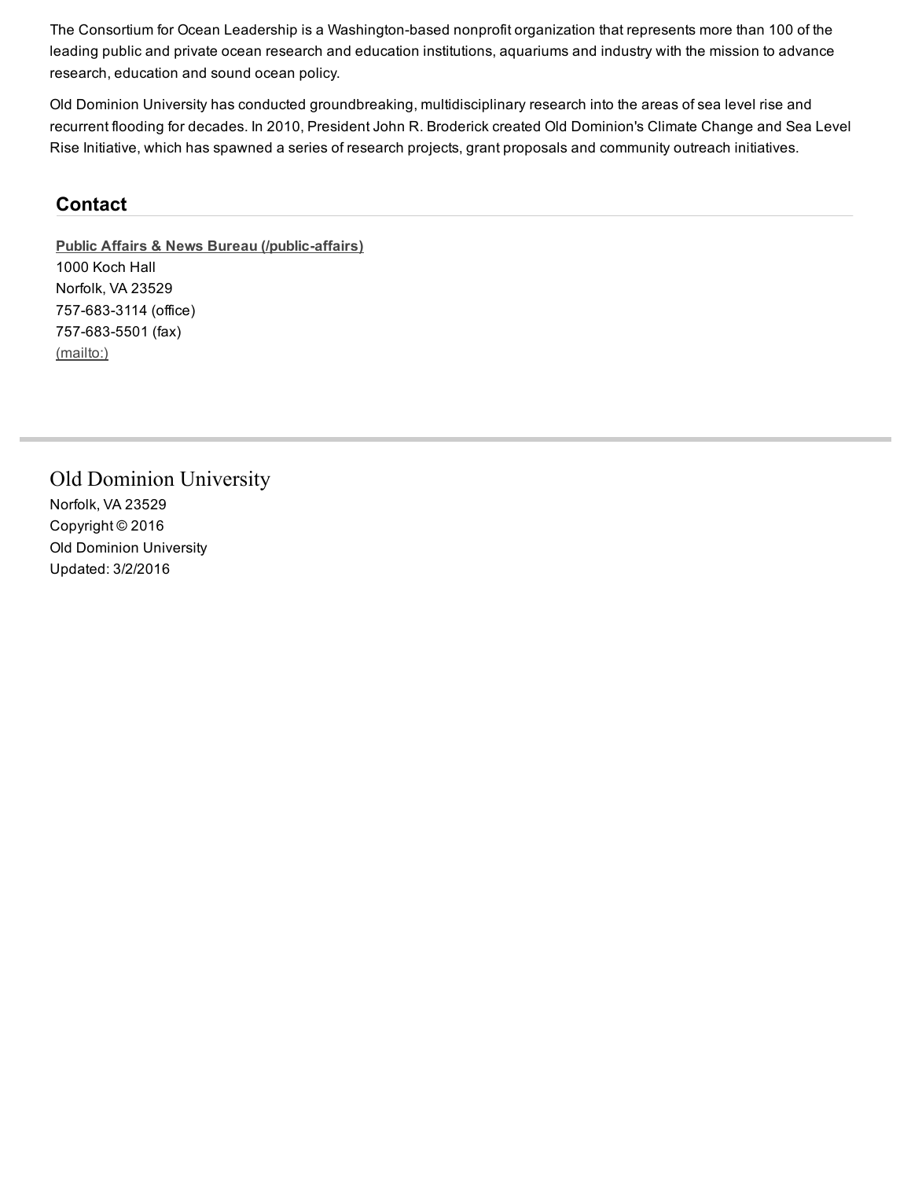The Consortium for Ocean Leadership is a Washington-based nonprofit organization that represents more than 100 of the leading public and private ocean research and education institutions, aquariums and industry with the mission to advance research, education and sound ocean policy.

Old Dominion University has conducted groundbreaking, multidisciplinary research into the areas of sea level rise and recurrent flooding for decades. In 2010, President John R. Broderick created Old Dominion's Climate Change and Sea Level Rise Initiative, which has spawned a series of research projects, grant proposals and community outreach initiatives.

## Contact

**Public Affairs & News Bureau (/public-affairs)**
1000 Koch Hall
Norfolk, VA 23529
757-683-3114 (office)
757-683-5501 (fax)
(mailto:)

Old Dominion University
Norfolk, VA 23529
Copyright © 2016
Old Dominion University
Updated: 3/2/2016